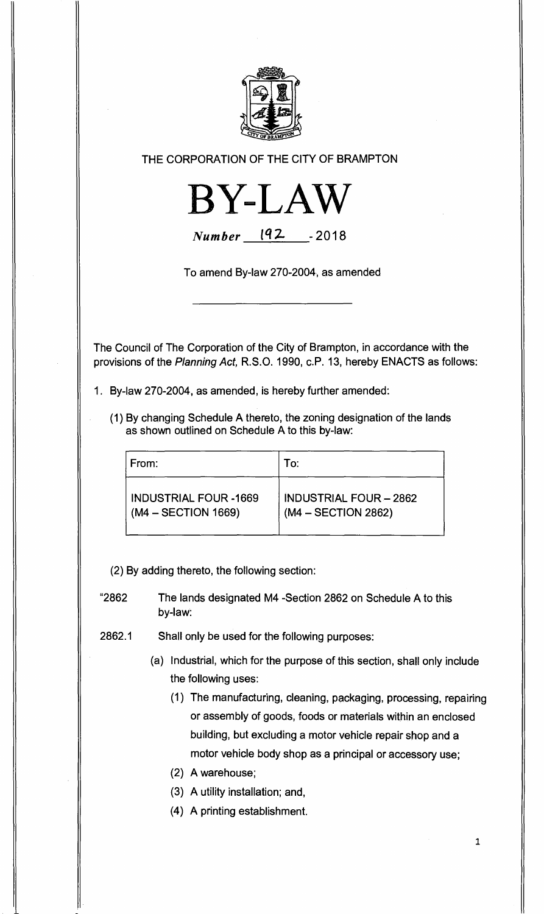THE CORPORATION OF THE CITY OF BRAMPTON

# BY-LAW

*Number* 192 - 2018

To amend By-law 270-2004, as amended

The Council of The Corporation of the City of Brampton, in accordance with the provisions of the *Planning Act,* R.S.O. 1990, c.P. 13, hereby ENACTS as follows:

1. By-law 270-2004, as amended, is hereby further amended:

   (1) By changing Schedule A thereto, the zoning designation of the lands as shown outlined on Schedule A to this by-law:

| From: | To: |
|---|---|
| INDUSTRIAL FOUR -1669 (M4 – SECTION 1669) | INDUSTRIAL FOUR – 2862 (M4 – SECTION 2862) |

   (2) By adding thereto, the following section:

"2862 The lands designated M4 -Section 2862 on Schedule A to this by-law:

2862.1 Shall only be used for the following purposes:

   (a) Industrial, which for the purpose of this section, shall only include the following uses:

      (1) The manufacturing, cleaning, packaging, processing, repairing or assembly of goods, foods or materials within an enclosed building, but excluding a motor vehicle repair shop and a motor vehicle body shop as a principal or accessory use;

      (2) A warehouse;

      (3) A utility installation; and,

      (4) A printing establishment.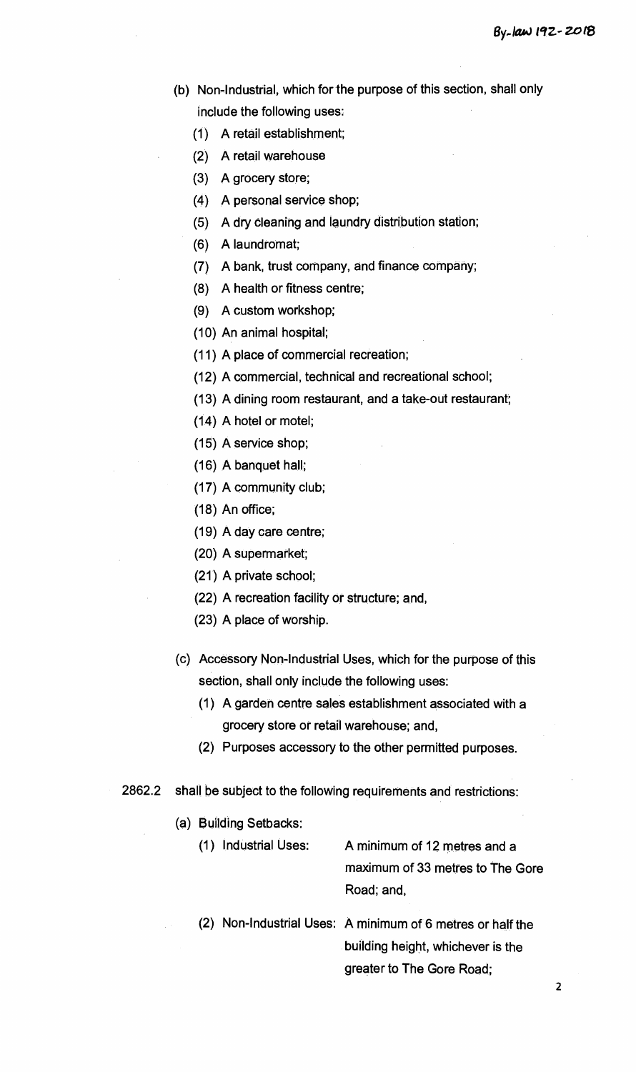(b) Non-Industrial, which for the purpose of this section, shall only include the following uses:

   (1) A retail establishment;
   (2) A retail warehouse
   (3) A grocery store;
   (4) A personal service shop;
   (5) A dry cleaning and laundry distribution station;
   (6) A laundromat;
   (7) A bank, trust company, and finance company;
   (8) A health or fitness centre;
   (9) A custom workshop;
   (10) An animal hospital;
   (11) A place of commercial recreation;
   (12) A commercial, technical and recreational school;
   (13) A dining room restaurant, and a take-out restaurant;
   (14) A hotel or motel;
   (15) A service shop;
   (16) A banquet hall;
   (17) A community club;
   (18) An office;
   (19) A day care centre;
   (20) A supermarket;
   (21) A private school;
   (22) A recreation facility or structure; and,
   (23) A place of worship.

(c) Accessory Non-Industrial Uses, which for the purpose of this section, shall only include the following uses:

   (1) A garden centre sales establishment associated with a grocery store or retail warehouse; and,
   (2) Purposes accessory to the other permitted purposes.

2862.2 shall be subject to the following requirements and restrictions:

(a) Building Setbacks:

   (1) Industrial Uses: A minimum of 12 metres and a maximum of 33 metres to The Gore Road; and,

   (2) Non-Industrial Uses: A minimum of 6 metres or half the building height, whichever is the greater to The Gore Road;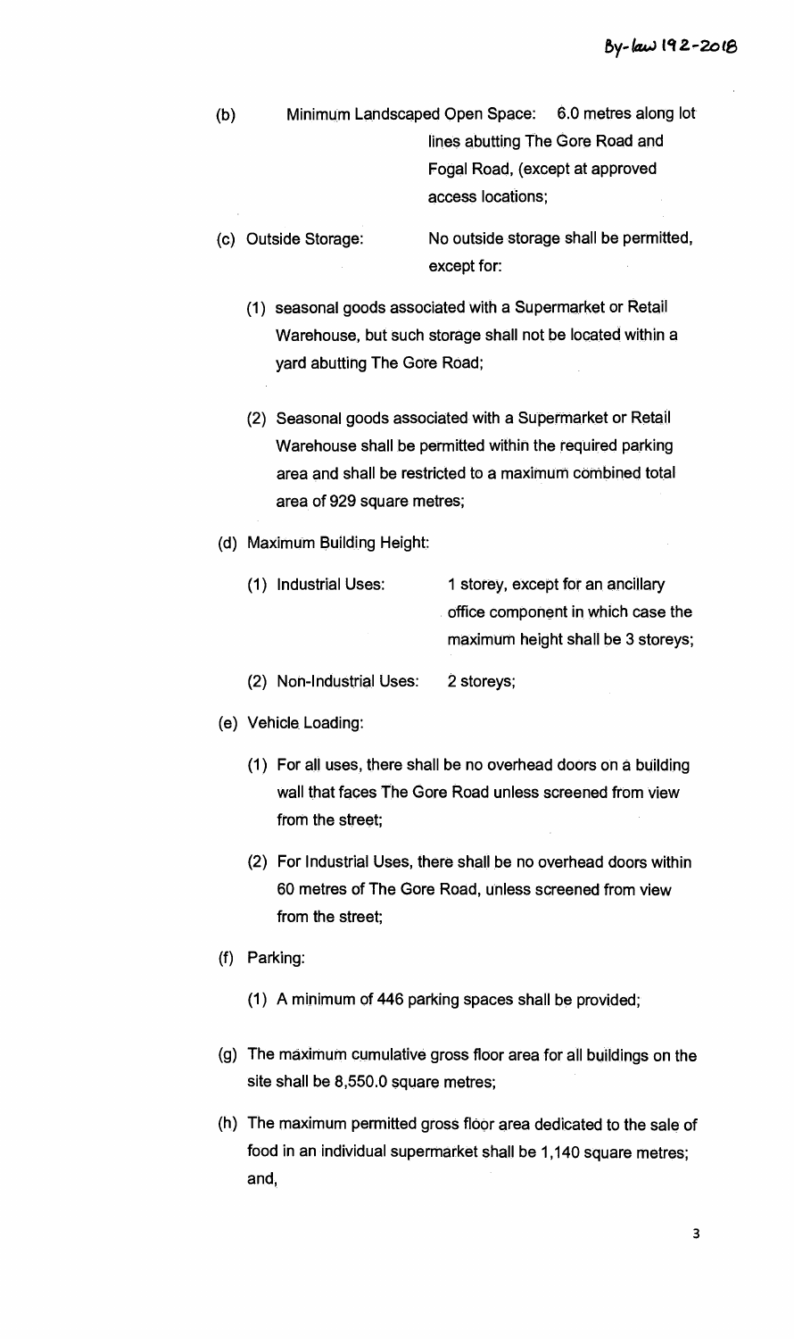By-law 192-2018

(b) Minimum Landscaped Open Space: 6.0 metres along lot lines abutting The Gore Road and Fogal Road, (except at approved access locations;

(c) Outside Storage: No outside storage shall be permitted, except for:

(1) seasonal goods associated with a Supermarket or Retail Warehouse, but such storage shall not be located within a yard abutting The Gore Road;

(2) Seasonal goods associated with a Supermarket or Retail Warehouse shall be permitted within the required parking area and shall be restricted to a maximum combined total area of 929 square metres;

(d) Maximum Building Height:

(1) Industrial Uses: 1 storey, except for an ancillary office component in which case the maximum height shall be 3 storeys;

(2) Non-Industrial Uses: 2 storeys;

(e) Vehicle Loading:

(1) For all uses, there shall be no overhead doors on a building wall that faces The Gore Road unless screened from view from the street;

(2) For Industrial Uses, there shall be no overhead doors within 60 metres of The Gore Road, unless screened from view from the street;

(f) Parking:

(1) A minimum of 446 parking spaces shall be provided;

(g) The maximum cumulative gross floor area for all buildings on the site shall be 8,550.0 square metres;

(h) The maximum permitted gross floor area dedicated to the sale of food in an individual supermarket shall be 1,140 square metres; and,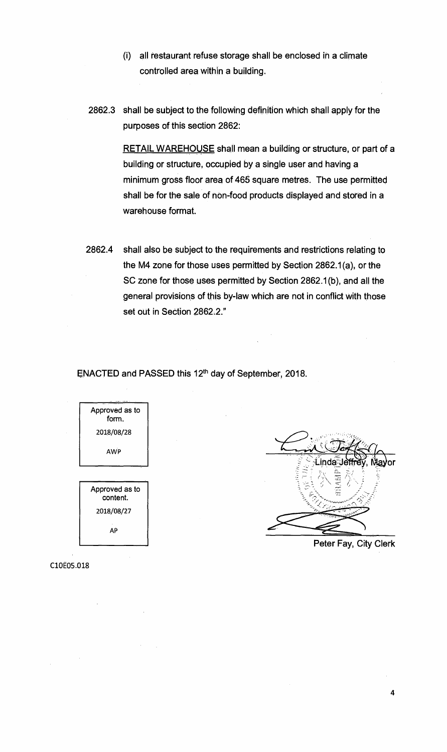(i) all restaurant refuse storage shall be enclosed in a climate controlled area within a building.

2862.3 shall be subject to the following definition which shall apply for the purposes of this section 2862:

<u>RETAIL WAREHOUSE</u> shall mean a building or structure, or part of a building or structure, occupied by a single user and having a minimum gross floor area of 465 square metres. The use permitted shall be for the sale of non-food products displayed and stored in a warehouse format.

2862.4 shall also be subject to the requirements and restrictions relating to the M4 zone for those uses permitted by Section 2862.1(a), or the SC zone for those uses permitted by Section 2862.1(b), and all the general provisions of this by-law which are not in conflict with those set out in Section 2862.2."

ENACTED and PASSED this 12th day of September, 2018.

| Approved as to form. |
| --- |
| 2018/08/28 |
| AWP |

| Approved as to content. |
| --- |
| 2018/08/27 |
| AP |

Linda Jeffrey, Mayor

Peter Fay, City Clerk

C10E05.018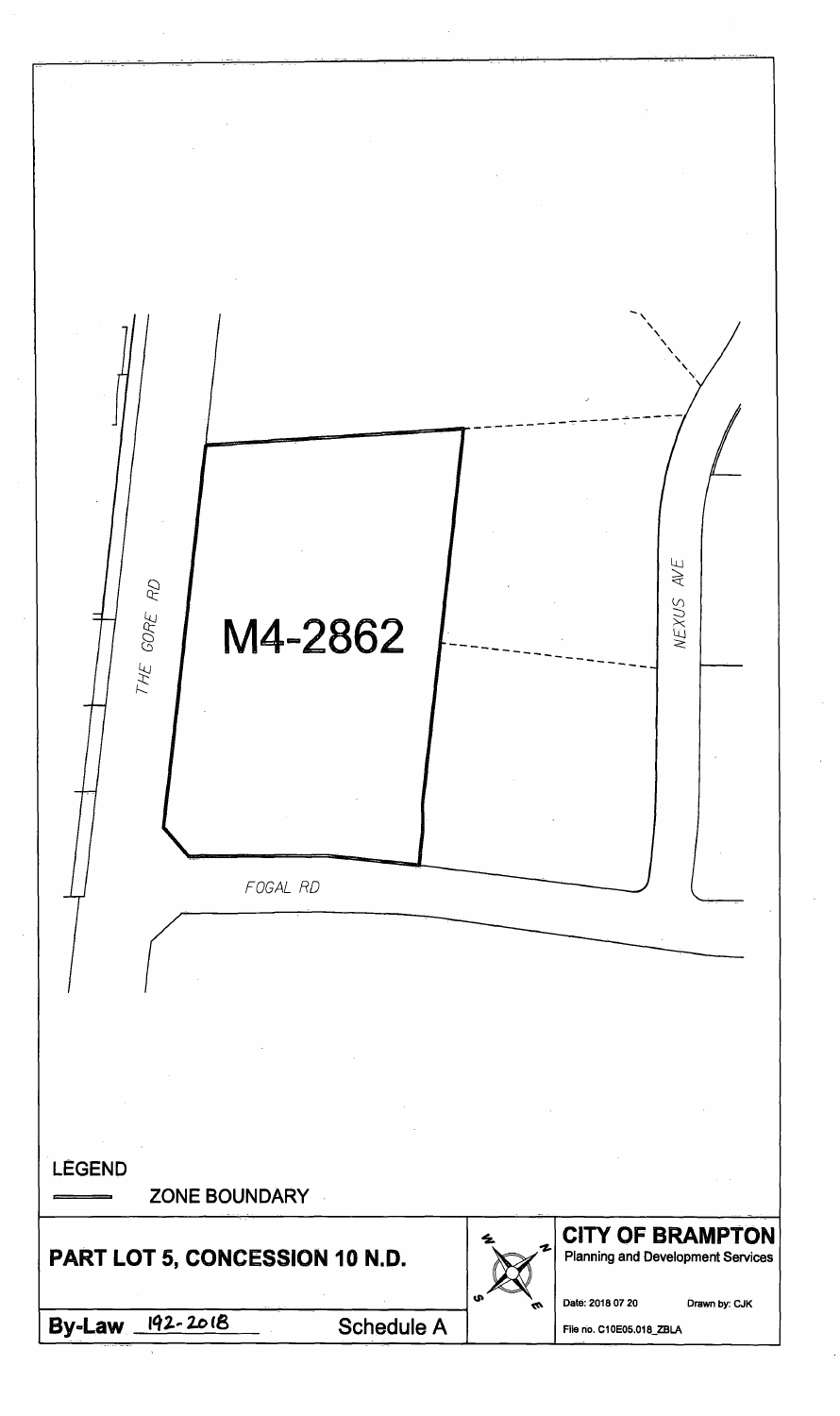M4-2862

THE GORE RD

NEXUS AVE

FOGAL RD

LEGEND

ZONE BOUNDARY

**PART LOT 5, CONCESSION 10 N.D.**

**CITY OF BRAMPTON**
Planning and Development Services

Date: 2018 07 20

Drawn by: CJK

**By-Law** 192-2018

Schedule A

File no. C10E05.018_ZBLA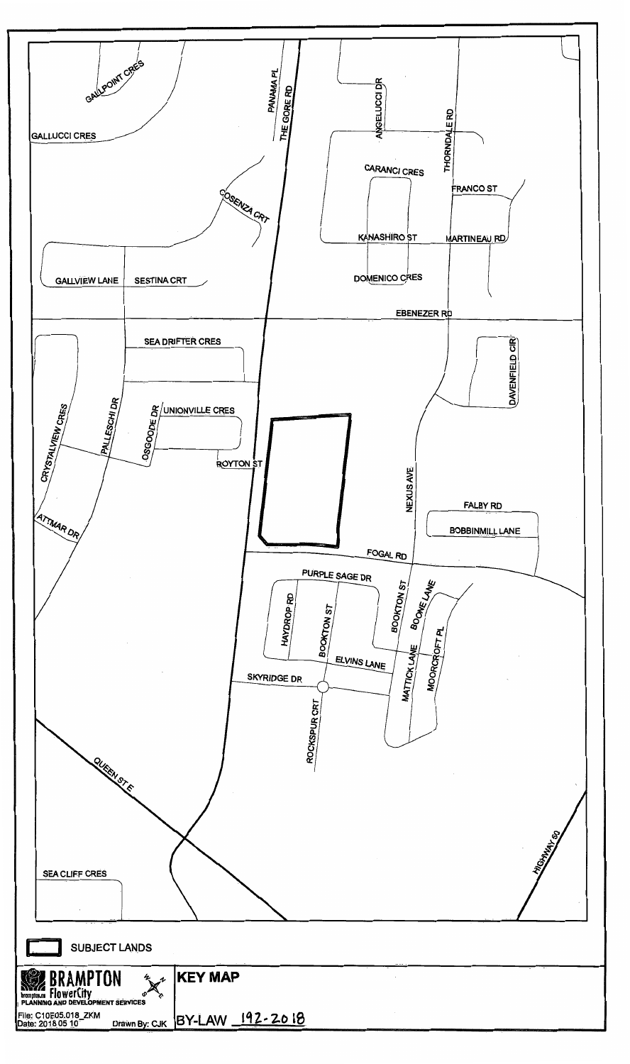GALLPOINT CRES

GALLUCCI CRES

PANAMA PL

THE GORE RD

ANGELUCCI DR

THORNDALE RD

CARANCI CRES

FRANCO ST

COSENZA CRT

KANASHIRO ST

MARTINEAU RD

GALLVIEW LANE

SESTINA CRT

DOMENICO CRES

EBENEZER RD

SEA DRIFTER CRES

DAVENFIELD CIR

CRYSTALVIEW CRES

PALLESCHI DR

OSGOODE DR

UNIONVILLE CRES

ROYTON ST

NEXUS AVE

FALBY RD

ATTMAR DR

BOBBINMILL LANE

FOGAL RD

PURPLE SAGE DR

HAYDROP RD

BOOKTON ST

BOOKTON ST

BOONE LANE

MOORCROFT PL

ELVINS LANE

MATTICK LANE

SKYRIDGE DR

ROCKSPUR CRT

QUEEN ST E

HIGHWAY 50

SEA CLIFF CRES

SUBJECT LANDS

BRAMPTON

brampton.ca FlowerCity

PLANNING AND DEVELOPMENT SERVICES

File: C10E05.018_ZKM

Date: 2018 05 10

Drawn By: CJK

**KEY MAP**

**BY-LAW 192-2018**